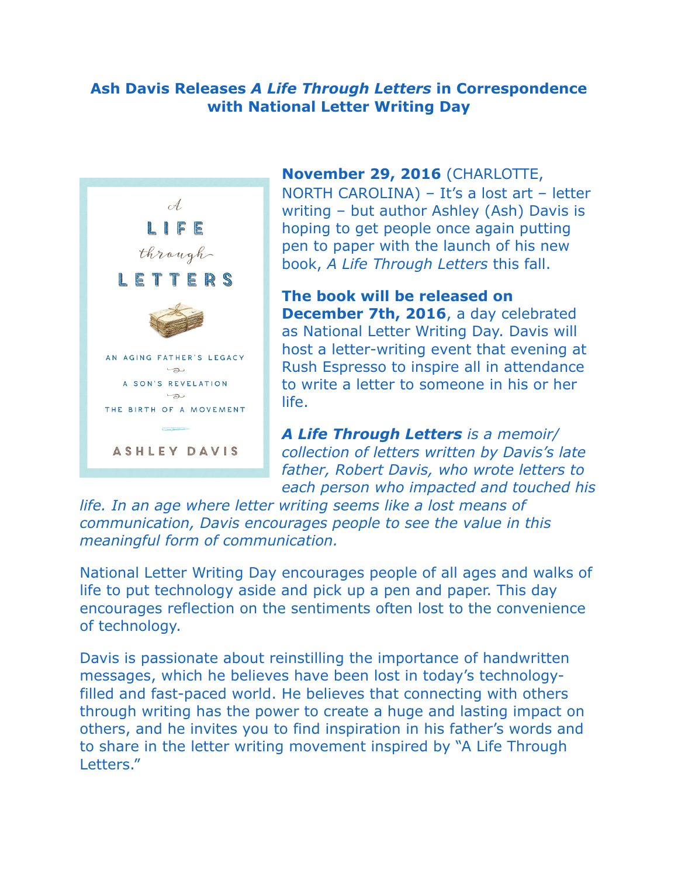# Ash Davis Releases *A Life Through Letters* in Correspondence with National Letter Writing Day

**November 29, 2016** (CHARLOTTE, NORTH CAROLINA) – It's a lost art – letter writing – but author Ashley (Ash) Davis is hoping to get people once again putting pen to paper with the launch of his new book, *A Life Through Letters* this fall.

**The book will be released on December 7th, 2016**, a day celebrated as National Letter Writing Day. Davis will host a letter-writing event that evening at Rush Espresso to inspire all in attendance to write a letter to someone in his or her life.

***A Life Through Letters*** *is a memoir/ collection of letters written by Davis's late father, Robert Davis, who wrote letters to each person who impacted and touched his life. In an age where letter writing seems like a lost means of communication, Davis encourages people to see the value in this meaningful form of communication.*

National Letter Writing Day encourages people of all ages and walks of life to put technology aside and pick up a pen and paper. This day encourages reflection on the sentiments often lost to the convenience of technology.

Davis is passionate about reinstilling the importance of handwritten messages, which he believes have been lost in today's technology-filled and fast-paced world. He believes that connecting with others through writing has the power to create a huge and lasting impact on others, and he invites you to find inspiration in his father's words and to share in the letter writing movement inspired by "A Life Through Letters."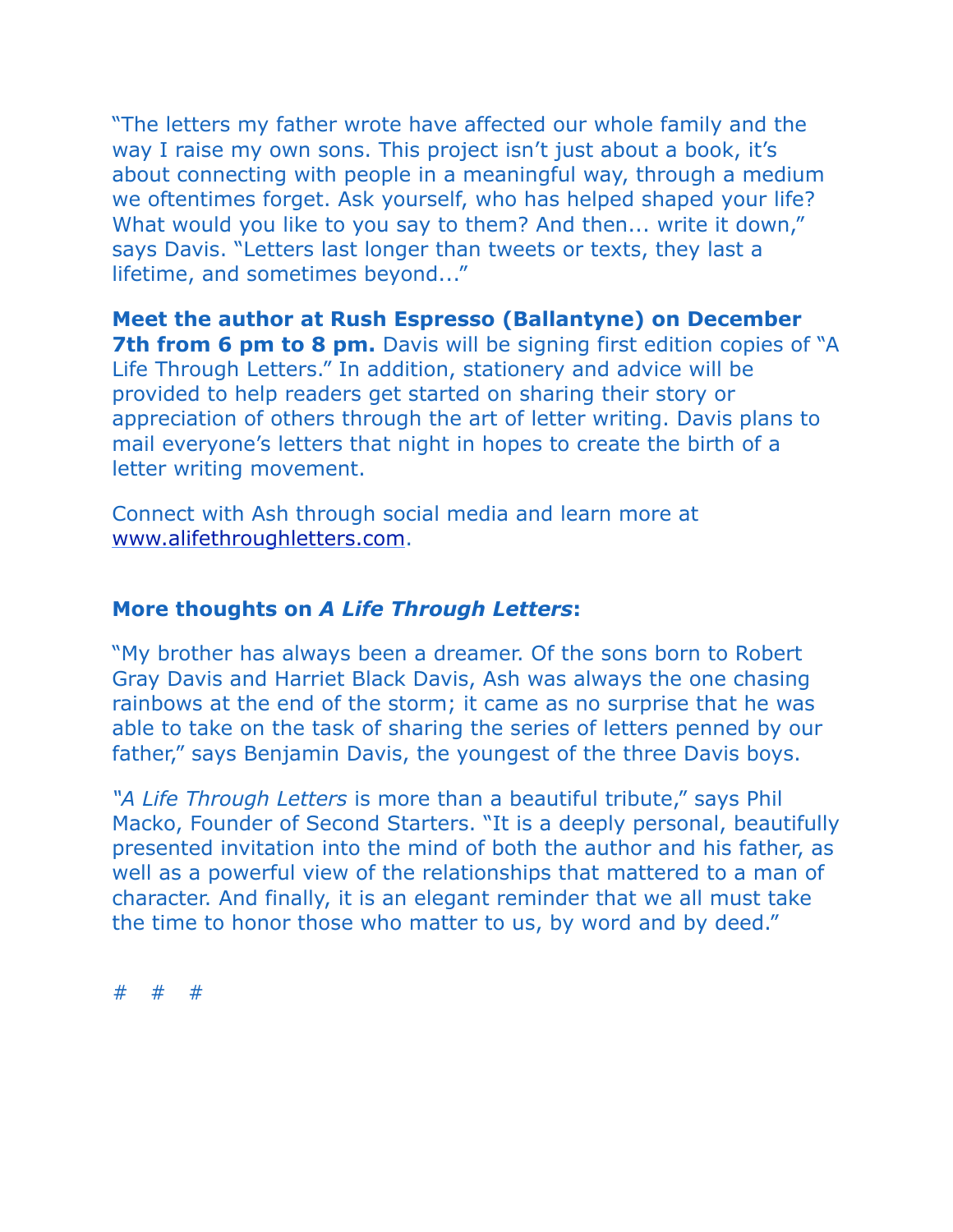"The letters my father wrote have affected our whole family and the way I raise my own sons. This project isn't just about a book, it's about connecting with people in a meaningful way, through a medium we oftentimes forget. Ask yourself, who has helped shaped your life? What would you like to you say to them? And then... write it down," says Davis. "Letters last longer than tweets or texts, they last a lifetime, and sometimes beyond..."

**Meet the author at Rush Espresso (Ballantyne) on December 7th from 6 pm to 8 pm.** Davis will be signing first edition copies of "A Life Through Letters." In addition, stationery and advice will be provided to help readers get started on sharing their story or appreciation of others through the art of letter writing. Davis plans to mail everyone's letters that night in hopes to create the birth of a letter writing movement.

Connect with Ash through social media and learn more at [www.alifethroughletters.com](http://www.alifethroughletters.com).

**More thoughts on *A Life Through Letters*:**

"My brother has always been a dreamer. Of the sons born to Robert Gray Davis and Harriet Black Davis, Ash was always the one chasing rainbows at the end of the storm; it came as no surprise that he was able to take on the task of sharing the series of letters penned by our father," says Benjamin Davis, the youngest of the three Davis boys.

*"A Life Through Letters* is more than a beautiful tribute," says Phil Macko, Founder of Second Starters. "It is a deeply personal, beautifully presented invitation into the mind of both the author and his father, as well as a powerful view of the relationships that mattered to a man of character. And finally, it is an elegant reminder that we all must take the time to honor those who matter to us, by word and by deed."

# # #